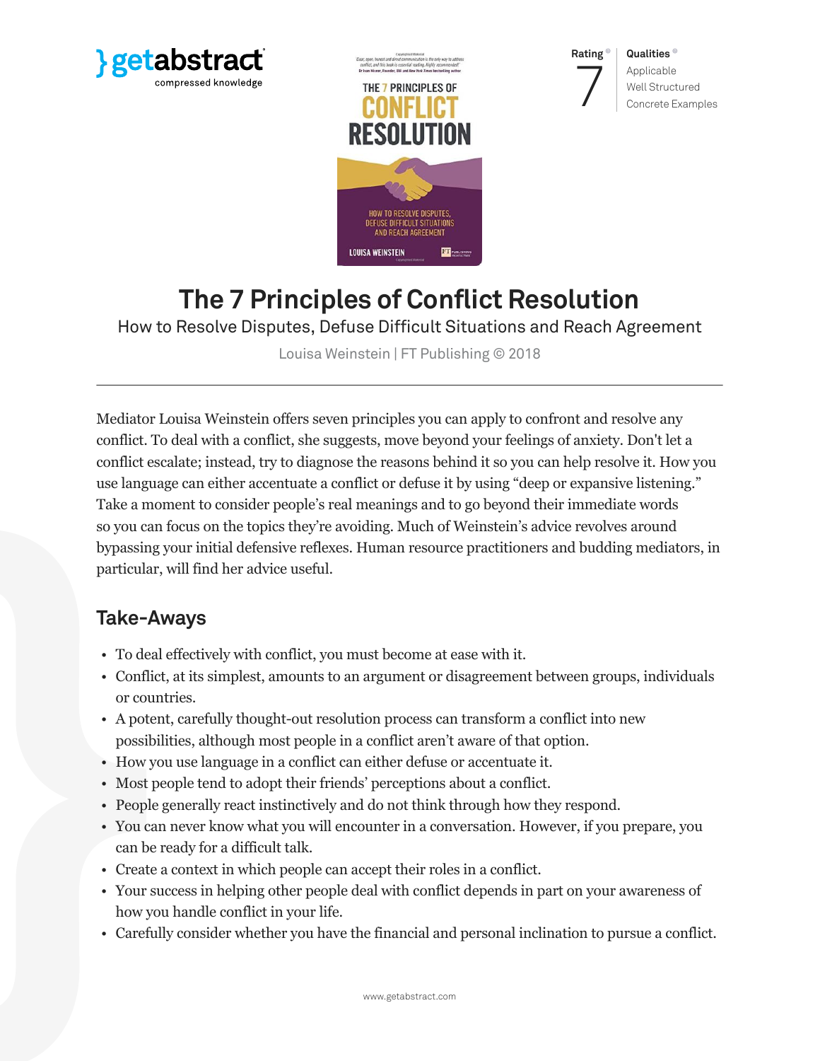getabstract
compressed knowledge

Rating
7

Qualities
Applicable
Well Structured
Concrete Examples

# The 7 Principles of Conflict Resolution

How to Resolve Disputes, Defuse Difficult Situations and Reach Agreement

Louisa Weinstein | FT Publishing © 2018

Mediator Louisa Weinstein offers seven principles you can apply to confront and resolve any conflict. To deal with a conflict, she suggests, move beyond your feelings of anxiety. Don't let a conflict escalate; instead, try to diagnose the reasons behind it so you can help resolve it. How you use language can either accentuate a conflict or defuse it by using "deep or expansive listening." Take a moment to consider people's real meanings and to go beyond their immediate words so you can focus on the topics they're avoiding. Much of Weinstein's advice revolves around bypassing your initial defensive reflexes. Human resource practitioners and budding mediators, in particular, will find her advice useful.

## Take-Aways

- To deal effectively with conflict, you must become at ease with it.
- Conflict, at its simplest, amounts to an argument or disagreement between groups, individuals or countries.
- A potent, carefully thought-out resolution process can transform a conflict into new possibilities, although most people in a conflict aren't aware of that option.
- How you use language in a conflict can either defuse or accentuate it.
- Most people tend to adopt their friends' perceptions about a conflict.
- People generally react instinctively and do not think through how they respond.
- You can never know what you will encounter in a conversation. However, if you prepare, you can be ready for a difficult talk.
- Create a context in which people can accept their roles in a conflict.
- Your success in helping other people deal with conflict depends in part on your awareness of how you handle conflict in your life.
- Carefully consider whether you have the financial and personal inclination to pursue a conflict.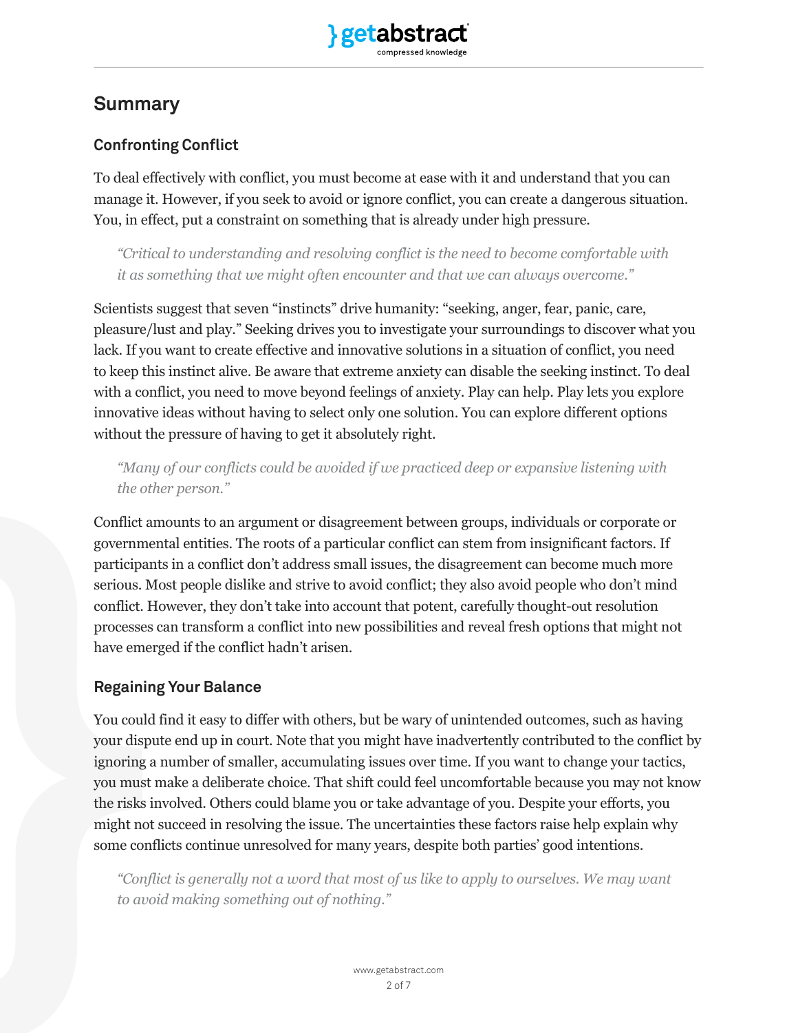## Summary

### Confronting Conflict

To deal effectively with conflict, you must become at ease with it and understand that you can manage it. However, if you seek to avoid or ignore conflict, you can create a dangerous situation. You, in effect, put a constraint on something that is already under high pressure.

> *"Critical to understanding and resolving conflict is the need to become comfortable with it as something that we might often encounter and that we can always overcome."*

Scientists suggest that seven "instincts" drive humanity: "seeking, anger, fear, panic, care, pleasure/lust and play." Seeking drives you to investigate your surroundings to discover what you lack. If you want to create effective and innovative solutions in a situation of conflict, you need to keep this instinct alive. Be aware that extreme anxiety can disable the seeking instinct. To deal with a conflict, you need to move beyond feelings of anxiety. Play can help. Play lets you explore innovative ideas without having to select only one solution. You can explore different options without the pressure of having to get it absolutely right.

> *"Many of our conflicts could be avoided if we practiced deep or expansive listening with the other person."*

Conflict amounts to an argument or disagreement between groups, individuals or corporate or governmental entities. The roots of a particular conflict can stem from insignificant factors. If participants in a conflict don't address small issues, the disagreement can become much more serious. Most people dislike and strive to avoid conflict; they also avoid people who don't mind conflict. However, they don't take into account that potent, carefully thought-out resolution processes can transform a conflict into new possibilities and reveal fresh options that might not have emerged if the conflict hadn't arisen.

### Regaining Your Balance

You could find it easy to differ with others, but be wary of unintended outcomes, such as having your dispute end up in court. Note that you might have inadvertently contributed to the conflict by ignoring a number of smaller, accumulating issues over time. If you want to change your tactics, you must make a deliberate choice. That shift could feel uncomfortable because you may not know the risks involved. Others could blame you or take advantage of you. Despite your efforts, you might not succeed in resolving the issue. The uncertainties these factors raise help explain why some conflicts continue unresolved for many years, despite both parties' good intentions.

> *"Conflict is generally not a word that most of us like to apply to ourselves. We may want to avoid making something out of nothing."*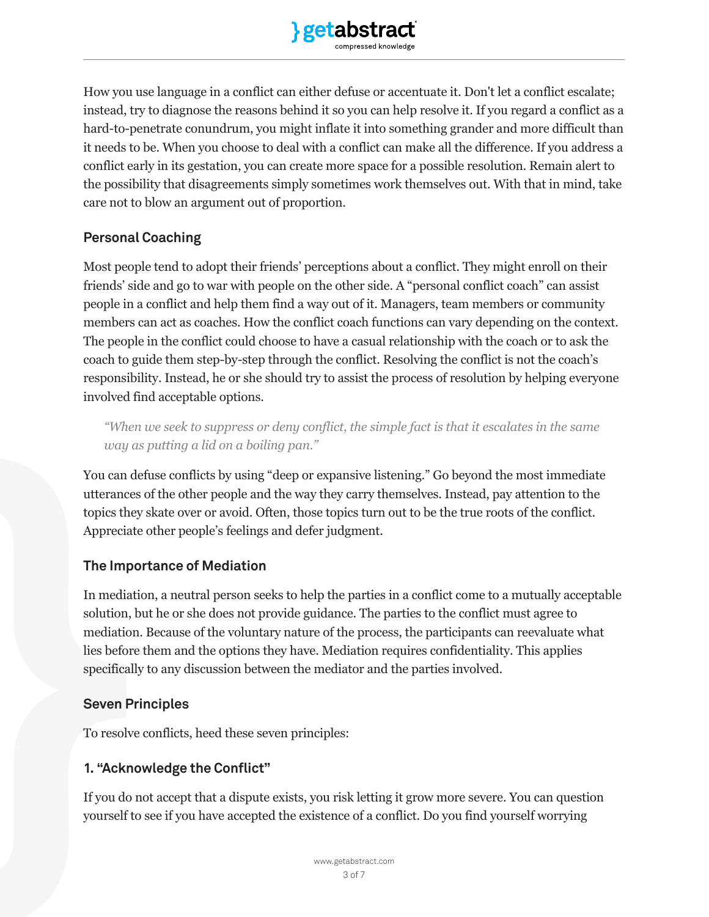How you use language in a conflict can either defuse or accentuate it. Don't let a conflict escalate; instead, try to diagnose the reasons behind it so you can help resolve it. If you regard a conflict as a hard-to-penetrate conundrum, you might inflate it into something grander and more difficult than it needs to be. When you choose to deal with a conflict can make all the difference. If you address a conflict early in its gestation, you can create more space for a possible resolution. Remain alert to the possibility that disagreements simply sometimes work themselves out. With that in mind, take care not to blow an argument out of proportion.

## Personal Coaching

Most people tend to adopt their friends' perceptions about a conflict. They might enroll on their friends' side and go to war with people on the other side. A "personal conflict coach" can assist people in a conflict and help them find a way out of it. Managers, team members or community members can act as coaches. How the conflict coach functions can vary depending on the context. The people in the conflict could choose to have a casual relationship with the coach or to ask the coach to guide them step-by-step through the conflict. Resolving the conflict is not the coach's responsibility. Instead, he or she should try to assist the process of resolution by helping everyone involved find acceptable options.

> *"When we seek to suppress or deny conflict, the simple fact is that it escalates in the same way as putting a lid on a boiling pan."*

You can defuse conflicts by using "deep or expansive listening." Go beyond the most immediate utterances of the other people and the way they carry themselves. Instead, pay attention to the topics they skate over or avoid. Often, those topics turn out to be the true roots of the conflict. Appreciate other people's feelings and defer judgment.

## The Importance of Mediation

In mediation, a neutral person seeks to help the parties in a conflict come to a mutually acceptable solution, but he or she does not provide guidance. The parties to the conflict must agree to mediation. Because of the voluntary nature of the process, the participants can reevaluate what lies before them and the options they have. Mediation requires confidentiality. This applies specifically to any discussion between the mediator and the parties involved.

## Seven Principles

To resolve conflicts, heed these seven principles:

### 1. "Acknowledge the Conflict"

If you do not accept that a dispute exists, you risk letting it grow more severe. You can question yourself to see if you have accepted the existence of a conflict. Do you find yourself worrying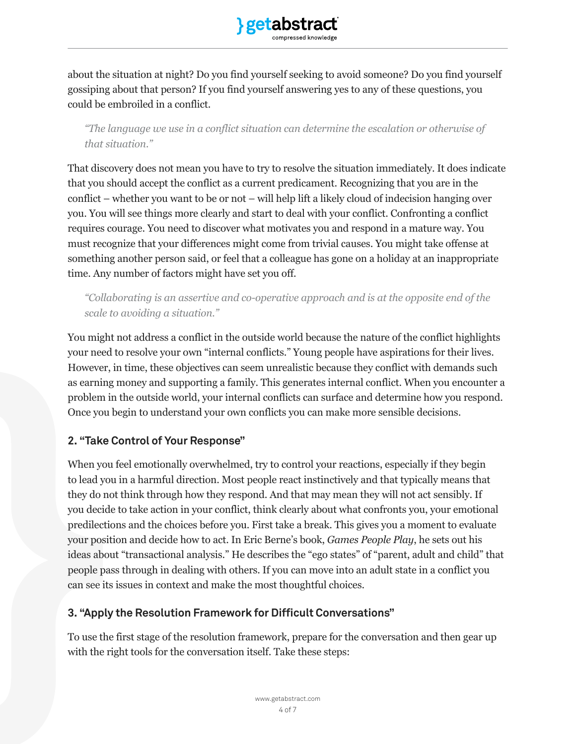about the situation at night? Do you find yourself seeking to avoid someone? Do you find yourself gossiping about that person? If you find yourself answering yes to any of these questions, you could be embroiled in a conflict.

> *"The language we use in a conflict situation can determine the escalation or otherwise of that situation."*

That discovery does not mean you have to try to resolve the situation immediately. It does indicate that you should accept the conflict as a current predicament. Recognizing that you are in the conflict – whether you want to be or not – will help lift a likely cloud of indecision hanging over you. You will see things more clearly and start to deal with your conflict. Confronting a conflict requires courage. You need to discover what motivates you and respond in a mature way. You must recognize that your differences might come from trivial causes. You might take offense at something another person said, or feel that a colleague has gone on a holiday at an inappropriate time. Any number of factors might have set you off.

> *"Collaborating is an assertive and co-operative approach and is at the opposite end of the scale to avoiding a situation."*

You might not address a conflict in the outside world because the nature of the conflict highlights your need to resolve your own "internal conflicts." Young people have aspirations for their lives. However, in time, these objectives can seem unrealistic because they conflict with demands such as earning money and supporting a family. This generates internal conflict. When you encounter a problem in the outside world, your internal conflicts can surface and determine how you respond. Once you begin to understand your own conflicts you can make more sensible decisions.

### 2. "Take Control of Your Response"

When you feel emotionally overwhelmed, try to control your reactions, especially if they begin to lead you in a harmful direction. Most people react instinctively and that typically means that they do not think through how they respond. And that may mean they will not act sensibly. If you decide to take action in your conflict, think clearly about what confronts you, your emotional predilections and the choices before you. First take a break. This gives you a moment to evaluate your position and decide how to act. In Eric Berne's book, *Games People Play*, he sets out his ideas about "transactional analysis." He describes the "ego states" of "parent, adult and child" that people pass through in dealing with others. If you can move into an adult state in a conflict you can see its issues in context and make the most thoughtful choices.

### 3. "Apply the Resolution Framework for Difficult Conversations"

To use the first stage of the resolution framework, prepare for the conversation and then gear up with the right tools for the conversation itself. Take these steps: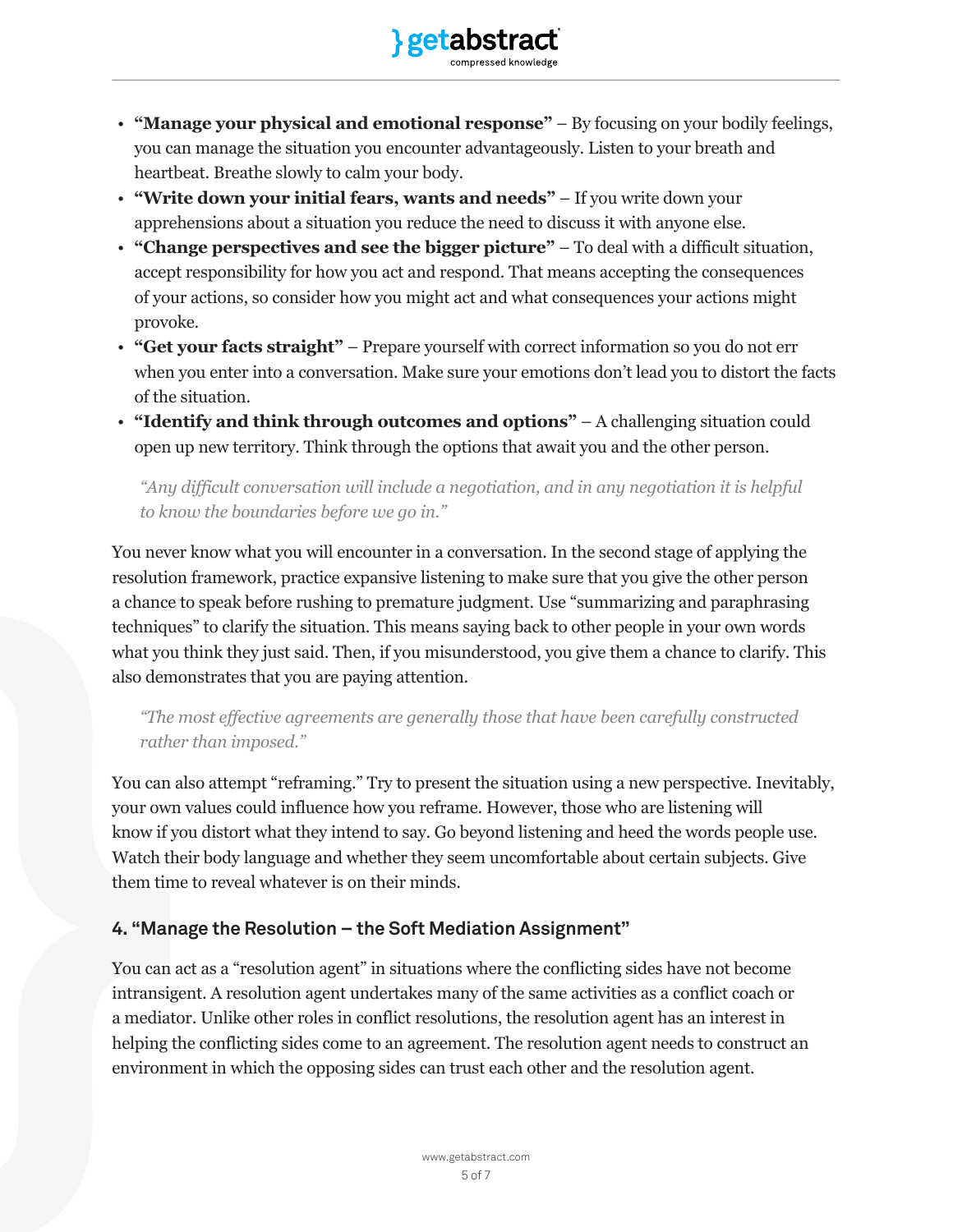- **"Manage your physical and emotional response"** – By focusing on your bodily feelings, you can manage the situation you encounter advantageously. Listen to your breath and heartbeat. Breathe slowly to calm your body.
- **"Write down your initial fears, wants and needs"** – If you write down your apprehensions about a situation you reduce the need to discuss it with anyone else.
- **"Change perspectives and see the bigger picture"** – To deal with a difficult situation, accept responsibility for how you act and respond. That means accepting the consequences of your actions, so consider how you might act and what consequences your actions might provoke.
- **"Get your facts straight"** – Prepare yourself with correct information so you do not err when you enter into a conversation. Make sure your emotions don't lead you to distort the facts of the situation.
- **"Identify and think through outcomes and options"** – A challenging situation could open up new territory. Think through the options that await you and the other person.

> *"Any difficult conversation will include a negotiation, and in any negotiation it is helpful to know the boundaries before we go in."*

You never know what you will encounter in a conversation. In the second stage of applying the resolution framework, practice expansive listening to make sure that you give the other person a chance to speak before rushing to premature judgment. Use "summarizing and paraphrasing techniques" to clarify the situation. This means saying back to other people in your own words what you think they just said. Then, if you misunderstood, you give them a chance to clarify. This also demonstrates that you are paying attention.

> *"The most effective agreements are generally those that have been carefully constructed rather than imposed."*

You can also attempt "reframing." Try to present the situation using a new perspective. Inevitably, your own values could influence how you reframe. However, those who are listening will know if you distort what they intend to say. Go beyond listening and heed the words people use. Watch their body language and whether they seem uncomfortable about certain subjects. Give them time to reveal whatever is on their minds.

## 4. "Manage the Resolution – the Soft Mediation Assignment"

You can act as a "resolution agent" in situations where the conflicting sides have not become intransigent. A resolution agent undertakes many of the same activities as a conflict coach or a mediator. Unlike other roles in conflict resolutions, the resolution agent has an interest in helping the conflicting sides come to an agreement. The resolution agent needs to construct an environment in which the opposing sides can trust each other and the resolution agent.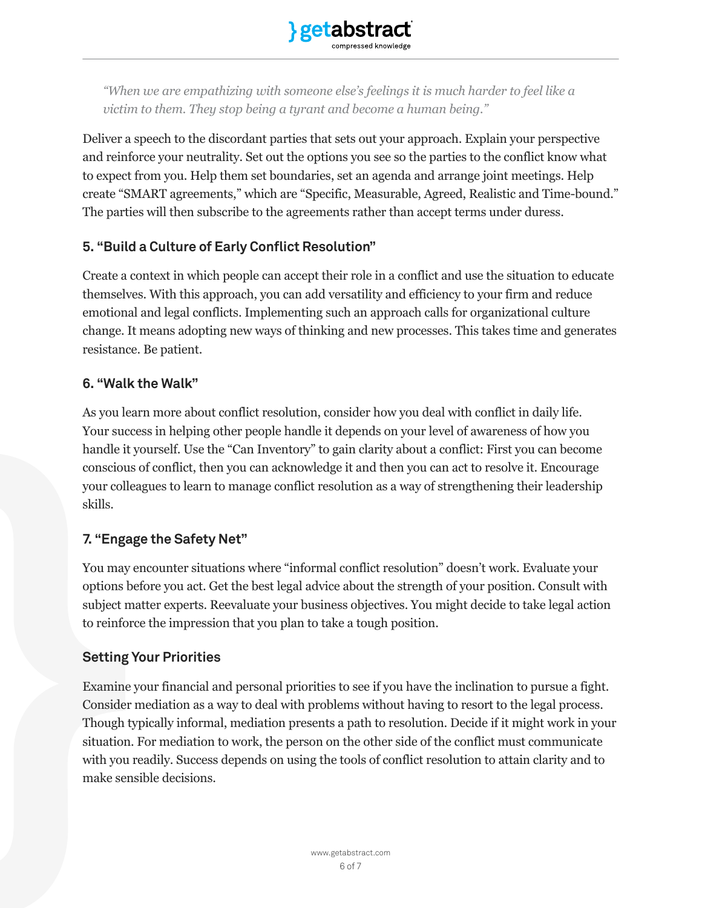> *"When we are empathizing with someone else's feelings it is much harder to feel like a victim to them. They stop being a tyrant and become a human being."*

Deliver a speech to the discordant parties that sets out your approach. Explain your perspective and reinforce your neutrality. Set out the options you see so the parties to the conflict know what to expect from you. Help them set boundaries, set an agenda and arrange joint meetings. Help create "SMART agreements," which are "Specific, Measurable, Agreed, Realistic and Time-bound." The parties will then subscribe to the agreements rather than accept terms under duress.

### 5. "Build a Culture of Early Conflict Resolution"

Create a context in which people can accept their role in a conflict and use the situation to educate themselves. With this approach, you can add versatility and efficiency to your firm and reduce emotional and legal conflicts. Implementing such an approach calls for organizational culture change. It means adopting new ways of thinking and new processes. This takes time and generates resistance. Be patient.

### 6. "Walk the Walk"

As you learn more about conflict resolution, consider how you deal with conflict in daily life. Your success in helping other people handle it depends on your level of awareness of how you handle it yourself. Use the "Can Inventory" to gain clarity about a conflict: First you can become conscious of conflict, then you can acknowledge it and then you can act to resolve it. Encourage your colleagues to learn to manage conflict resolution as a way of strengthening their leadership skills.

### 7. "Engage the Safety Net"

You may encounter situations where "informal conflict resolution" doesn't work. Evaluate your options before you act. Get the best legal advice about the strength of your position. Consult with subject matter experts. Reevaluate your business objectives. You might decide to take legal action to reinforce the impression that you plan to take a tough position.

### Setting Your Priorities

Examine your financial and personal priorities to see if you have the inclination to pursue a fight. Consider mediation as a way to deal with problems without having to resort to the legal process. Though typically informal, mediation presents a path to resolution. Decide if it might work in your situation. For mediation to work, the person on the other side of the conflict must communicate with you readily. Success depends on using the tools of conflict resolution to attain clarity and to make sensible decisions.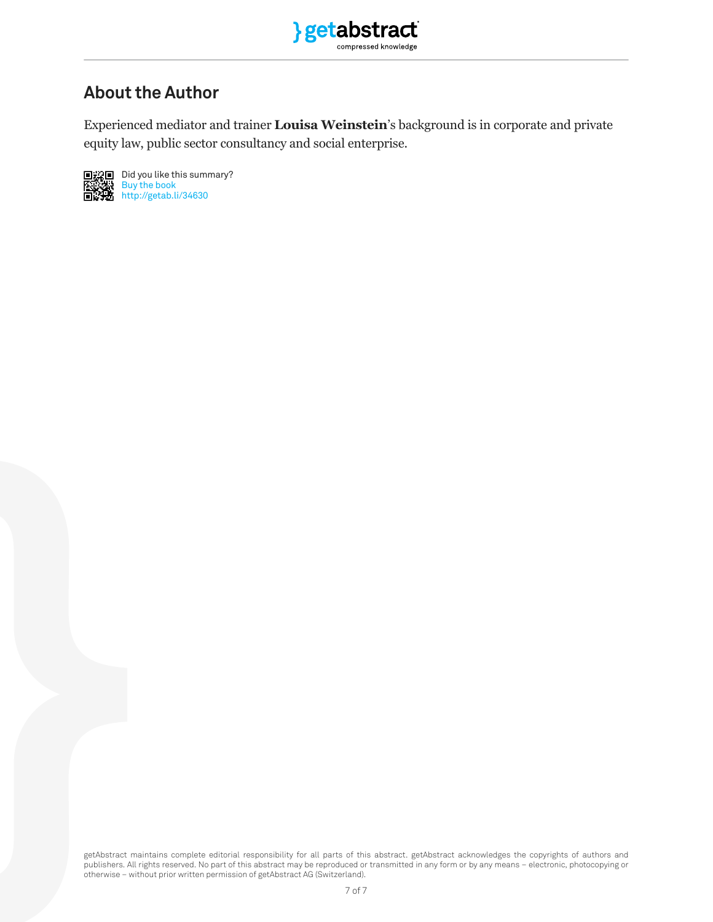## About the Author

Experienced mediator and trainer **Louisa Weinstein**'s background is in corporate and private equity law, public sector consultancy and social enterprise.

Did you like this summary?
Buy the book
http://getab.li/34630

getAbstract maintains complete editorial responsibility for all parts of this abstract. getAbstract acknowledges the copyrights of authors and publishers. All rights reserved. No part of this abstract may be reproduced or transmitted in any form or by any means – electronic, photocopying or otherwise – without prior written permission of getAbstract AG (Switzerland).